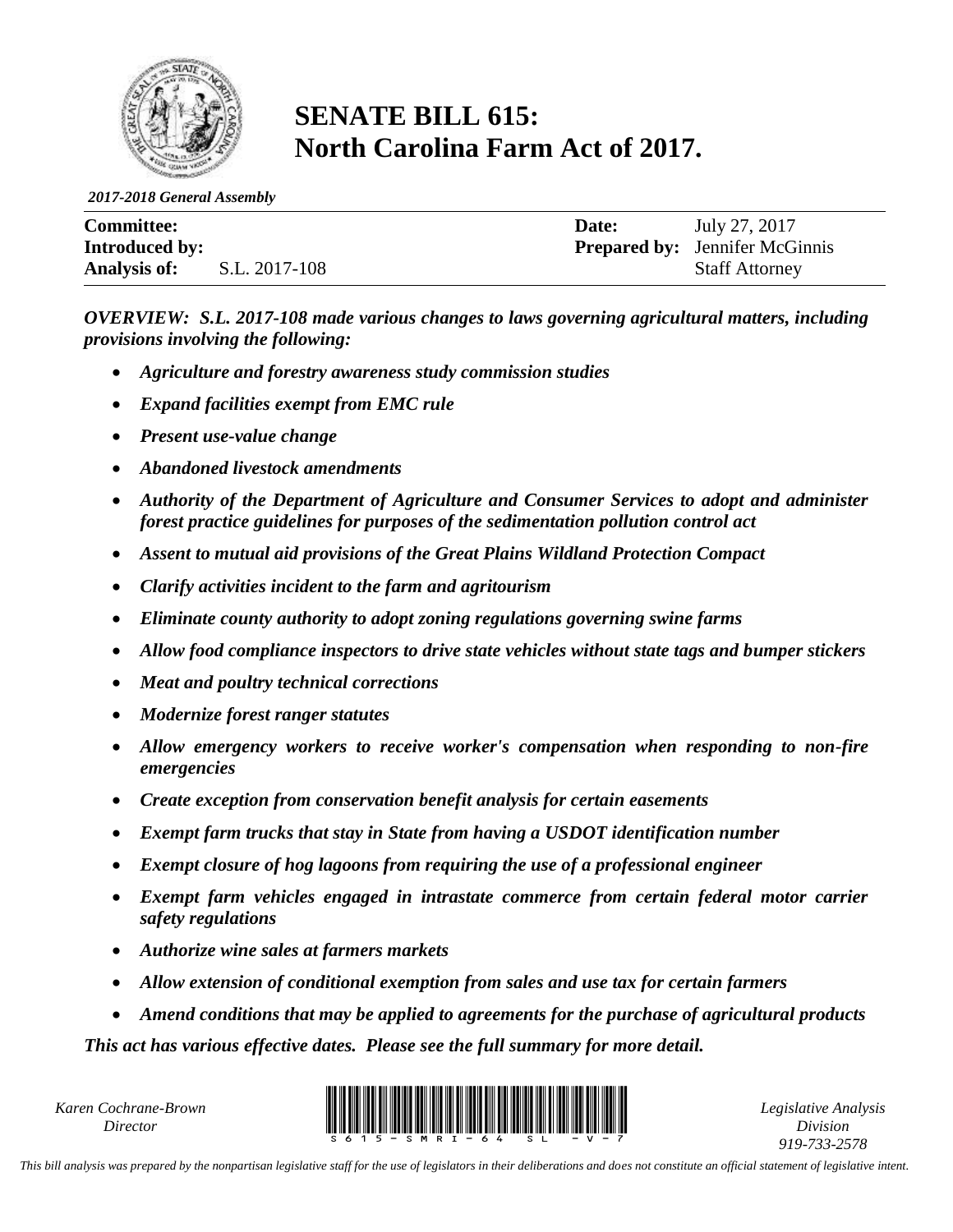# SENATE BILL 615: North Carolina Farm Act of 2017.

*2017-2018 General Assembly*

| | | | |
|---|---|---|---|
| **Committee:** | | **Date:** | July 27, 2017 |
| **Introduced by:** | | **Prepared by:** | Jennifer McGinnis |
| **Analysis of:** | S.L. 2017-108 | | Staff Attorney |

***OVERVIEW: S.L. 2017-108 made various changes to laws governing agricultural matters, including provisions involving the following:***

- ***Agriculture and forestry awareness study commission studies***
- ***Expand facilities exempt from EMC rule***
- ***Present use-value change***
- ***Abandoned livestock amendments***
- ***Authority of the Department of Agriculture and Consumer Services to adopt and administer forest practice guidelines for purposes of the sedimentation pollution control act***
- ***Assent to mutual aid provisions of the Great Plains Wildland Protection Compact***
- ***Clarify activities incident to the farm and agritourism***
- ***Eliminate county authority to adopt zoning regulations governing swine farms***
- ***Allow food compliance inspectors to drive state vehicles without state tags and bumper stickers***
- ***Meat and poultry technical corrections***
- ***Modernize forest ranger statutes***
- ***Allow emergency workers to receive worker's compensation when responding to non-fire emergencies***
- ***Create exception from conservation benefit analysis for certain easements***
- ***Exempt farm trucks that stay in State from having a USDOT identification number***
- ***Exempt closure of hog lagoons from requiring the use of a professional engineer***
- ***Exempt farm vehicles engaged in intrastate commerce from certain federal motor carrier safety regulations***
- ***Authorize wine sales at farmers markets***
- ***Allow extension of conditional exemption from sales and use tax for certain farmers***
- ***Amend conditions that may be applied to agreements for the purchase of agricultural products***

***This act has various effective dates. Please see the full summary for more detail.***

*Karen Cochrane-Brown*
*Director*

*Legislative Analysis Division*
*919-733-2578*

*This bill analysis was prepared by the nonpartisan legislative staff for the use of legislators in their deliberations and does not constitute an official statement of legislative intent.*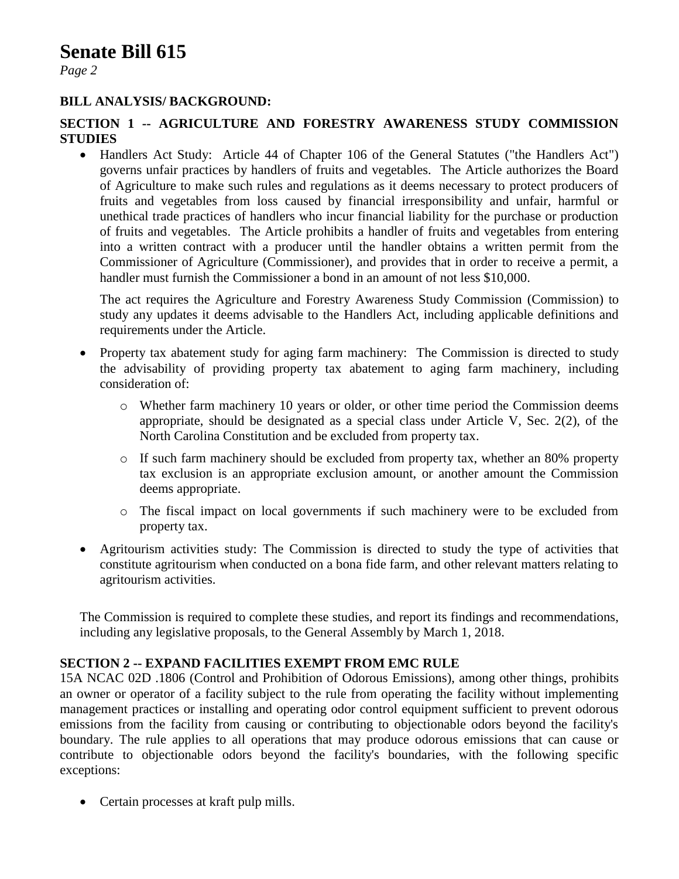**BILL ANALYSIS/ BACKGROUND:**

**SECTION 1 -- AGRICULTURE AND FORESTRY AWARENESS STUDY COMMISSION STUDIES**

- Handlers Act Study: Article 44 of Chapter 106 of the General Statutes ("the Handlers Act") governs unfair practices by handlers of fruits and vegetables. The Article authorizes the Board of Agriculture to make such rules and regulations as it deems necessary to protect producers of fruits and vegetables from loss caused by financial irresponsibility and unfair, harmful or unethical trade practices of handlers who incur financial liability for the purchase or production of fruits and vegetables. The Article prohibits a handler of fruits and vegetables from entering into a written contract with a producer until the handler obtains a written permit from the Commissioner of Agriculture (Commissioner), and provides that in order to receive a permit, a handler must furnish the Commissioner a bond in an amount of not less $10,000.

  The act requires the Agriculture and Forestry Awareness Study Commission (Commission) to study any updates it deems advisable to the Handlers Act, including applicable definitions and requirements under the Article.

- Property tax abatement study for aging farm machinery: The Commission is directed to study the advisability of providing property tax abatement to aging farm machinery, including consideration of:
  - Whether farm machinery 10 years or older, or other time period the Commission deems appropriate, should be designated as a special class under Article V, Sec. 2(2), of the North Carolina Constitution and be excluded from property tax.
  - If such farm machinery should be excluded from property tax, whether an 80% property tax exclusion is an appropriate exclusion amount, or another amount the Commission deems appropriate.
  - The fiscal impact on local governments if such machinery were to be excluded from property tax.

- Agritourism activities study: The Commission is directed to study the type of activities that constitute agritourism when conducted on a bona fide farm, and other relevant matters relating to agritourism activities.

The Commission is required to complete these studies, and report its findings and recommendations, including any legislative proposals, to the General Assembly by March 1, 2018.

**SECTION 2 -- EXPAND FACILITIES EXEMPT FROM EMC RULE**

15A NCAC 02D .1806 (Control and Prohibition of Odorous Emissions), among other things, prohibits an owner or operator of a facility subject to the rule from operating the facility without implementing management practices or installing and operating odor control equipment sufficient to prevent odorous emissions from the facility from causing or contributing to objectionable odors beyond the facility's boundary. The rule applies to all operations that may produce odorous emissions that can cause or contribute to objectionable odors beyond the facility's boundaries, with the following specific exceptions:

- Certain processes at kraft pulp mills.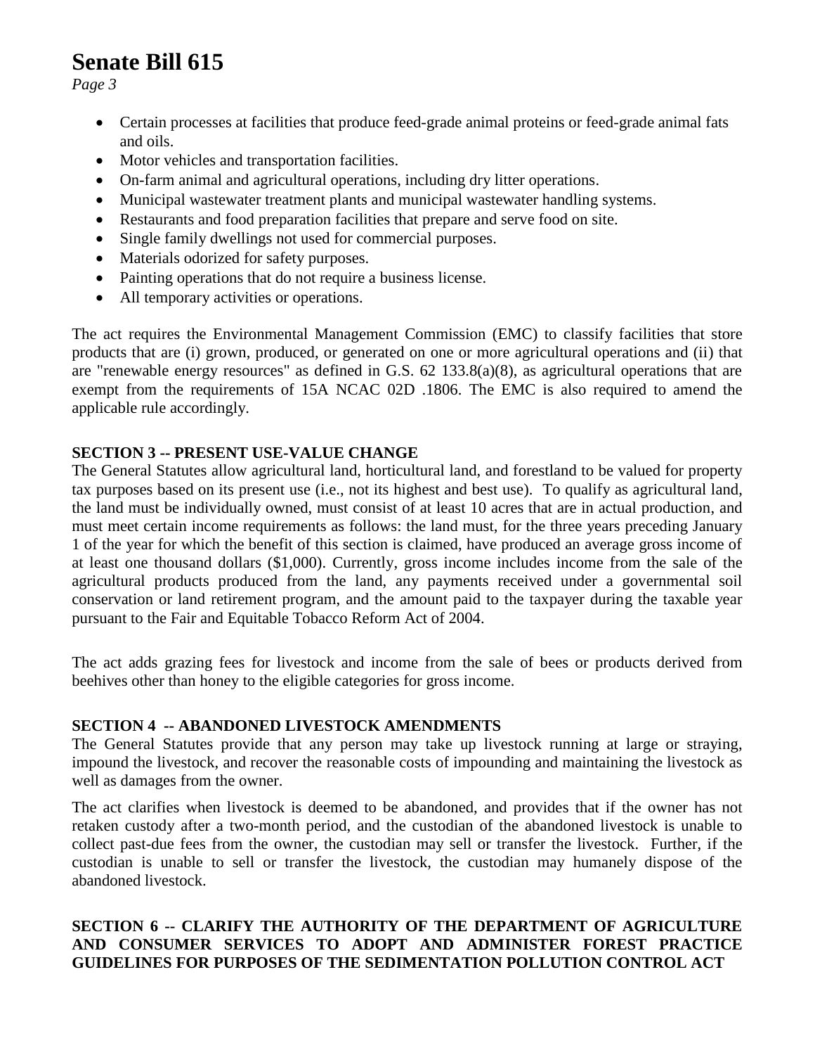- Certain processes at facilities that produce feed-grade animal proteins or feed-grade animal fats and oils.
- Motor vehicles and transportation facilities.
- On-farm animal and agricultural operations, including dry litter operations.
- Municipal wastewater treatment plants and municipal wastewater handling systems.
- Restaurants and food preparation facilities that prepare and serve food on site.
- Single family dwellings not used for commercial purposes.
- Materials odorized for safety purposes.
- Painting operations that do not require a business license.
- All temporary activities or operations.

The act requires the Environmental Management Commission (EMC) to classify facilities that store products that are (i) grown, produced, or generated on one or more agricultural operations and (ii) that are "renewable energy resources" as defined in G.S. 62 133.8(a)(8), as agricultural operations that are exempt from the requirements of 15A NCAC 02D .1806. The EMC is also required to amend the applicable rule accordingly.

**SECTION 3 -- PRESENT USE-VALUE CHANGE**

The General Statutes allow agricultural land, horticultural land, and forestland to be valued for property tax purposes based on its present use (i.e., not its highest and best use). To qualify as agricultural land, the land must be individually owned, must consist of at least 10 acres that are in actual production, and must meet certain income requirements as follows: the land must, for the three years preceding January 1 of the year for which the benefit of this section is claimed, have produced an average gross income of at least one thousand dollars ($1,000). Currently, gross income includes income from the sale of the agricultural products produced from the land, any payments received under a governmental soil conservation or land retirement program, and the amount paid to the taxpayer during the taxable year pursuant to the Fair and Equitable Tobacco Reform Act of 2004.

The act adds grazing fees for livestock and income from the sale of bees or products derived from beehives other than honey to the eligible categories for gross income.

**SECTION 4 -- ABANDONED LIVESTOCK AMENDMENTS**

The General Statutes provide that any person may take up livestock running at large or straying, impound the livestock, and recover the reasonable costs of impounding and maintaining the livestock as well as damages from the owner.

The act clarifies when livestock is deemed to be abandoned, and provides that if the owner has not retaken custody after a two-month period, and the custodian of the abandoned livestock is unable to collect past-due fees from the owner, the custodian may sell or transfer the livestock. Further, if the custodian is unable to sell or transfer the livestock, the custodian may humanely dispose of the abandoned livestock.

**SECTION 6 -- CLARIFY THE AUTHORITY OF THE DEPARTMENT OF AGRICULTURE AND CONSUMER SERVICES TO ADOPT AND ADMINISTER FOREST PRACTICE GUIDELINES FOR PURPOSES OF THE SEDIMENTATION POLLUTION CONTROL ACT**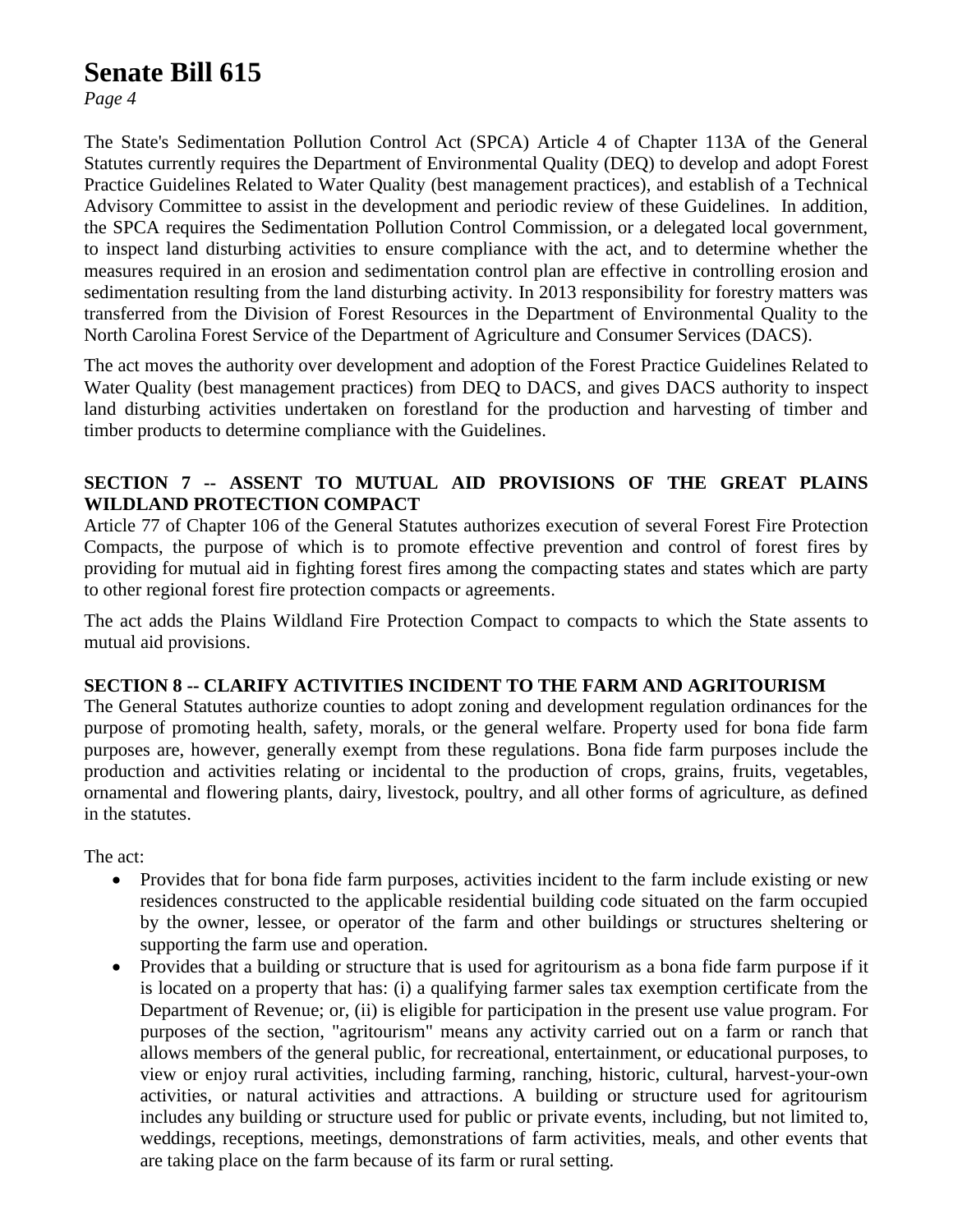The State's Sedimentation Pollution Control Act (SPCA) Article 4 of Chapter 113A of the General Statutes currently requires the Department of Environmental Quality (DEQ) to develop and adopt Forest Practice Guidelines Related to Water Quality (best management practices), and establish of a Technical Advisory Committee to assist in the development and periodic review of these Guidelines. In addition, the SPCA requires the Sedimentation Pollution Control Commission, or a delegated local government, to inspect land disturbing activities to ensure compliance with the act, and to determine whether the measures required in an erosion and sedimentation control plan are effective in controlling erosion and sedimentation resulting from the land disturbing activity. In 2013 responsibility for forestry matters was transferred from the Division of Forest Resources in the Department of Environmental Quality to the North Carolina Forest Service of the Department of Agriculture and Consumer Services (DACS).

The act moves the authority over development and adoption of the Forest Practice Guidelines Related to Water Quality (best management practices) from DEQ to DACS, and gives DACS authority to inspect land disturbing activities undertaken on forestland for the production and harvesting of timber and timber products to determine compliance with the Guidelines.

**SECTION 7 -- ASSENT TO MUTUAL AID PROVISIONS OF THE GREAT PLAINS WILDLAND PROTECTION COMPACT**

Article 77 of Chapter 106 of the General Statutes authorizes execution of several Forest Fire Protection Compacts, the purpose of which is to promote effective prevention and control of forest fires by providing for mutual aid in fighting forest fires among the compacting states and states which are party to other regional forest fire protection compacts or agreements.

The act adds the Plains Wildland Fire Protection Compact to compacts to which the State assents to mutual aid provisions.

**SECTION 8 -- CLARIFY ACTIVITIES INCIDENT TO THE FARM AND AGRITOURISM**

The General Statutes authorize counties to adopt zoning and development regulation ordinances for the purpose of promoting health, safety, morals, or the general welfare. Property used for bona fide farm purposes are, however, generally exempt from these regulations. Bona fide farm purposes include the production and activities relating or incidental to the production of crops, grains, fruits, vegetables, ornamental and flowering plants, dairy, livestock, poultry, and all other forms of agriculture, as defined in the statutes.

The act:

- Provides that for bona fide farm purposes, activities incident to the farm include existing or new residences constructed to the applicable residential building code situated on the farm occupied by the owner, lessee, or operator of the farm and other buildings or structures sheltering or supporting the farm use and operation.
- Provides that a building or structure that is used for agritourism as a bona fide farm purpose if it is located on a property that has: (i) a qualifying farmer sales tax exemption certificate from the Department of Revenue; or, (ii) is eligible for participation in the present use value program. For purposes of the section, "agritourism" means any activity carried out on a farm or ranch that allows members of the general public, for recreational, entertainment, or educational purposes, to view or enjoy rural activities, including farming, ranching, historic, cultural, harvest-your-own activities, or natural activities and attractions. A building or structure used for agritourism includes any building or structure used for public or private events, including, but not limited to, weddings, receptions, meetings, demonstrations of farm activities, meals, and other events that are taking place on the farm because of its farm or rural setting.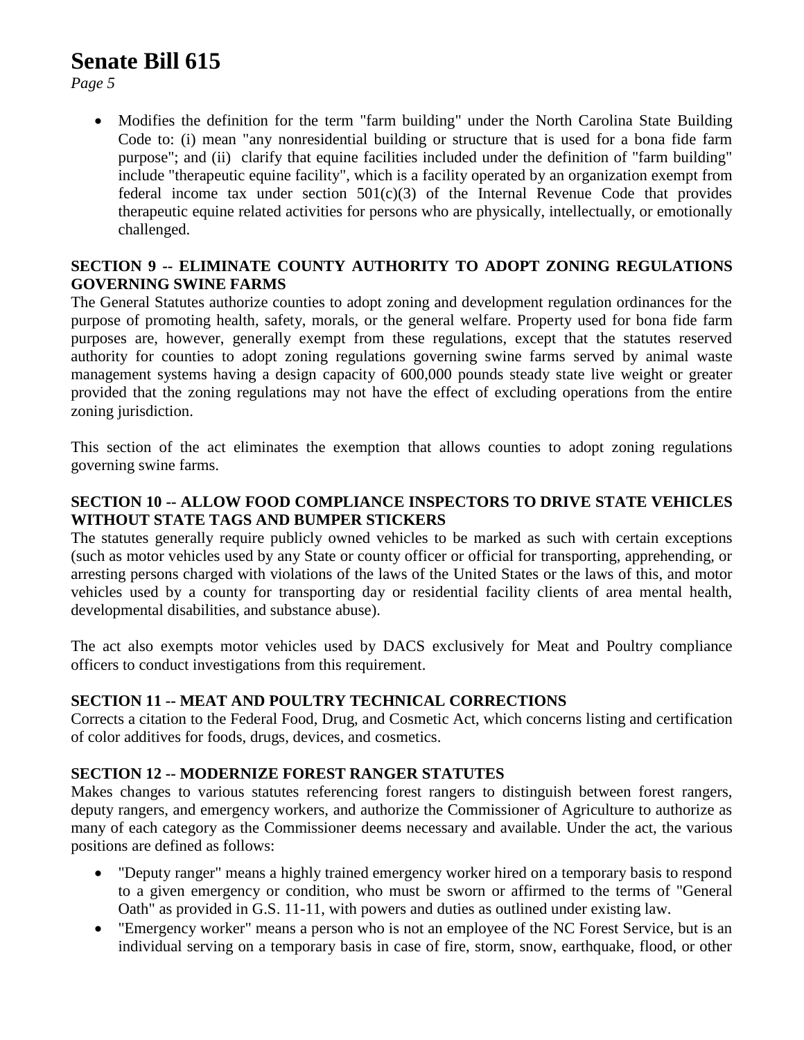- Modifies the definition for the term "farm building" under the North Carolina State Building Code to: (i) mean "any nonresidential building or structure that is used for a bona fide farm purpose"; and (ii) clarify that equine facilities included under the definition of "farm building" include "therapeutic equine facility", which is a facility operated by an organization exempt from federal income tax under section 501(c)(3) of the Internal Revenue Code that provides therapeutic equine related activities for persons who are physically, intellectually, or emotionally challenged.

**SECTION 9 -- ELIMINATE COUNTY AUTHORITY TO ADOPT ZONING REGULATIONS GOVERNING SWINE FARMS**

The General Statutes authorize counties to adopt zoning and development regulation ordinances for the purpose of promoting health, safety, morals, or the general welfare. Property used for bona fide farm purposes are, however, generally exempt from these regulations, except that the statutes reserved authority for counties to adopt zoning regulations governing swine farms served by animal waste management systems having a design capacity of 600,000 pounds steady state live weight or greater provided that the zoning regulations may not have the effect of excluding operations from the entire zoning jurisdiction.

This section of the act eliminates the exemption that allows counties to adopt zoning regulations governing swine farms.

**SECTION 10 -- ALLOW FOOD COMPLIANCE INSPECTORS TO DRIVE STATE VEHICLES WITHOUT STATE TAGS AND BUMPER STICKERS**

The statutes generally require publicly owned vehicles to be marked as such with certain exceptions (such as motor vehicles used by any State or county officer or official for transporting, apprehending, or arresting persons charged with violations of the laws of the United States or the laws of this, and motor vehicles used by a county for transporting day or residential facility clients of area mental health, developmental disabilities, and substance abuse).

The act also exempts motor vehicles used by DACS exclusively for Meat and Poultry compliance officers to conduct investigations from this requirement.

**SECTION 11 -- MEAT AND POULTRY TECHNICAL CORRECTIONS**

Corrects a citation to the Federal Food, Drug, and Cosmetic Act, which concerns listing and certification of color additives for foods, drugs, devices, and cosmetics.

**SECTION 12 -- MODERNIZE FOREST RANGER STATUTES**

Makes changes to various statutes referencing forest rangers to distinguish between forest rangers, deputy rangers, and emergency workers, and authorize the Commissioner of Agriculture to authorize as many of each category as the Commissioner deems necessary and available. Under the act, the various positions are defined as follows:

- "Deputy ranger" means a highly trained emergency worker hired on a temporary basis to respond to a given emergency or condition, who must be sworn or affirmed to the terms of "General Oath" as provided in G.S. 11-11, with powers and duties as outlined under existing law.
- "Emergency worker" means a person who is not an employee of the NC Forest Service, but is an individual serving on a temporary basis in case of fire, storm, snow, earthquake, flood, or other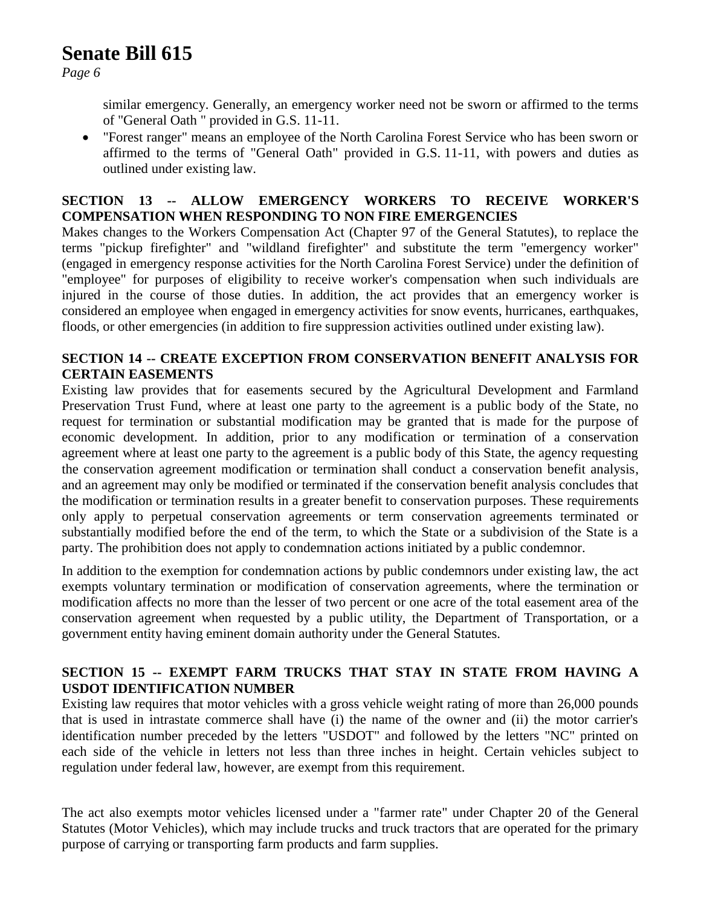similar emergency. Generally, an emergency worker need not be sworn or affirmed to the terms of "General Oath " provided in G.S. 11-11.

- "Forest ranger" means an employee of the North Carolina Forest Service who has been sworn or affirmed to the terms of "General Oath" provided in G.S. 11-11, with powers and duties as outlined under existing law.

**SECTION 13 -- ALLOW EMERGENCY WORKERS TO RECEIVE WORKER'S COMPENSATION WHEN RESPONDING TO NON FIRE EMERGENCIES**

Makes changes to the Workers Compensation Act (Chapter 97 of the General Statutes), to replace the terms "pickup firefighter" and "wildland firefighter" and substitute the term "emergency worker" (engaged in emergency response activities for the North Carolina Forest Service) under the definition of "employee" for purposes of eligibility to receive worker's compensation when such individuals are injured in the course of those duties. In addition, the act provides that an emergency worker is considered an employee when engaged in emergency activities for snow events, hurricanes, earthquakes, floods, or other emergencies (in addition to fire suppression activities outlined under existing law).

**SECTION 14 -- CREATE EXCEPTION FROM CONSERVATION BENEFIT ANALYSIS FOR CERTAIN EASEMENTS**

Existing law provides that for easements secured by the Agricultural Development and Farmland Preservation Trust Fund, where at least one party to the agreement is a public body of the State, no request for termination or substantial modification may be granted that is made for the purpose of economic development. In addition, prior to any modification or termination of a conservation agreement where at least one party to the agreement is a public body of this State, the agency requesting the conservation agreement modification or termination shall conduct a conservation benefit analysis, and an agreement may only be modified or terminated if the conservation benefit analysis concludes that the modification or termination results in a greater benefit to conservation purposes. These requirements only apply to perpetual conservation agreements or term conservation agreements terminated or substantially modified before the end of the term, to which the State or a subdivision of the State is a party. The prohibition does not apply to condemnation actions initiated by a public condemnor.

In addition to the exemption for condemnation actions by public condemnors under existing law, the act exempts voluntary termination or modification of conservation agreements, where the termination or modification affects no more than the lesser of two percent or one acre of the total easement area of the conservation agreement when requested by a public utility, the Department of Transportation, or a government entity having eminent domain authority under the General Statutes.

**SECTION 15 -- EXEMPT FARM TRUCKS THAT STAY IN STATE FROM HAVING A USDOT IDENTIFICATION NUMBER**

Existing law requires that motor vehicles with a gross vehicle weight rating of more than 26,000 pounds that is used in intrastate commerce shall have (i) the name of the owner and (ii) the motor carrier's identification number preceded by the letters "USDOT" and followed by the letters "NC" printed on each side of the vehicle in letters not less than three inches in height. Certain vehicles subject to regulation under federal law, however, are exempt from this requirement.

The act also exempts motor vehicles licensed under a "farmer rate" under Chapter 20 of the General Statutes (Motor Vehicles), which may include trucks and truck tractors that are operated for the primary purpose of carrying or transporting farm products and farm supplies.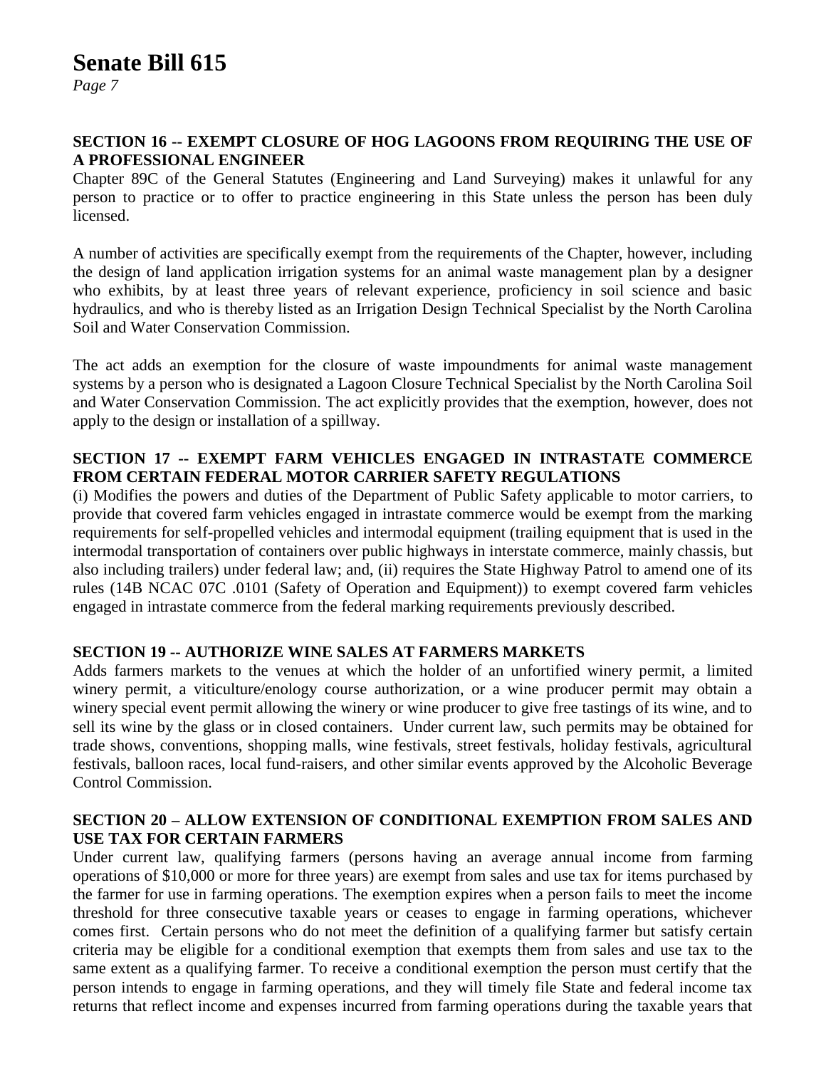### SECTION 16 -- EXEMPT CLOSURE OF HOG LAGOONS FROM REQUIRING THE USE OF A PROFESSIONAL ENGINEER

Chapter 89C of the General Statutes (Engineering and Land Surveying) makes it unlawful for any person to practice or to offer to practice engineering in this State unless the person has been duly licensed.

A number of activities are specifically exempt from the requirements of the Chapter, however, including the design of land application irrigation systems for an animal waste management plan by a designer who exhibits, by at least three years of relevant experience, proficiency in soil science and basic hydraulics, and who is thereby listed as an Irrigation Design Technical Specialist by the North Carolina Soil and Water Conservation Commission.

The act adds an exemption for the closure of waste impoundments for animal waste management systems by a person who is designated a Lagoon Closure Technical Specialist by the North Carolina Soil and Water Conservation Commission. The act explicitly provides that the exemption, however, does not apply to the design or installation of a spillway.

### SECTION 17 -- EXEMPT FARM VEHICLES ENGAGED IN INTRASTATE COMMERCE FROM CERTAIN FEDERAL MOTOR CARRIER SAFETY REGULATIONS

(i) Modifies the powers and duties of the Department of Public Safety applicable to motor carriers, to provide that covered farm vehicles engaged in intrastate commerce would be exempt from the marking requirements for self-propelled vehicles and intermodal equipment (trailing equipment that is used in the intermodal transportation of containers over public highways in interstate commerce, mainly chassis, but also including trailers) under federal law; and, (ii) requires the State Highway Patrol to amend one of its rules (14B NCAC 07C .0101 (Safety of Operation and Equipment)) to exempt covered farm vehicles engaged in intrastate commerce from the federal marking requirements previously described.

### SECTION 19 -- AUTHORIZE WINE SALES AT FARMERS MARKETS

Adds farmers markets to the venues at which the holder of an unfortified winery permit, a limited winery permit, a viticulture/enology course authorization, or a wine producer permit may obtain a winery special event permit allowing the winery or wine producer to give free tastings of its wine, and to sell its wine by the glass or in closed containers. Under current law, such permits may be obtained for trade shows, conventions, shopping malls, wine festivals, street festivals, holiday festivals, agricultural festivals, balloon races, local fund-raisers, and other similar events approved by the Alcoholic Beverage Control Commission.

### SECTION 20 – ALLOW EXTENSION OF CONDITIONAL EXEMPTION FROM SALES AND USE TAX FOR CERTAIN FARMERS

Under current law, qualifying farmers (persons having an average annual income from farming operations of $10,000 or more for three years) are exempt from sales and use tax for items purchased by the farmer for use in farming operations. The exemption expires when a person fails to meet the income threshold for three consecutive taxable years or ceases to engage in farming operations, whichever comes first. Certain persons who do not meet the definition of a qualifying farmer but satisfy certain criteria may be eligible for a conditional exemption that exempts them from sales and use tax to the same extent as a qualifying farmer. To receive a conditional exemption the person must certify that the person intends to engage in farming operations, and they will timely file State and federal income tax returns that reflect income and expenses incurred from farming operations during the taxable years that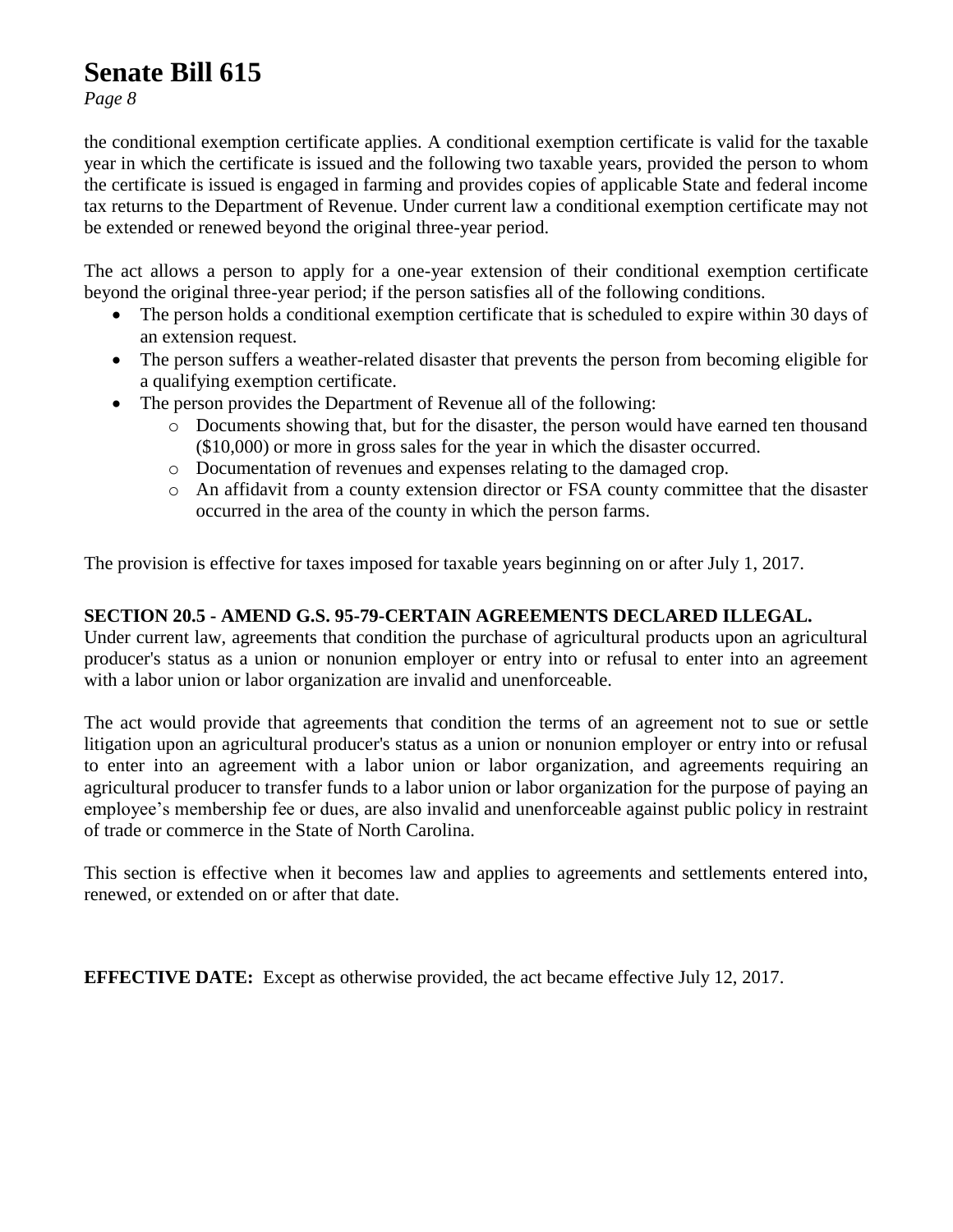the conditional exemption certificate applies. A conditional exemption certificate is valid for the taxable year in which the certificate is issued and the following two taxable years, provided the person to whom the certificate is issued is engaged in farming and provides copies of applicable State and federal income tax returns to the Department of Revenue. Under current law a conditional exemption certificate may not be extended or renewed beyond the original three-year period.

The act allows a person to apply for a one-year extension of their conditional exemption certificate beyond the original three-year period; if the person satisfies all of the following conditions.

- The person holds a conditional exemption certificate that is scheduled to expire within 30 days of an extension request.
- The person suffers a weather-related disaster that prevents the person from becoming eligible for a qualifying exemption certificate.
- The person provides the Department of Revenue all of the following:
  - Documents showing that, but for the disaster, the person would have earned ten thousand ($10,000) or more in gross sales for the year in which the disaster occurred.
  - Documentation of revenues and expenses relating to the damaged crop.
  - An affidavit from a county extension director or FSA county committee that the disaster occurred in the area of the county in which the person farms.

The provision is effective for taxes imposed for taxable years beginning on or after July 1, 2017.

**SECTION 20.5 - AMEND G.S. 95-79-CERTAIN AGREEMENTS DECLARED ILLEGAL.**
Under current law, agreements that condition the purchase of agricultural products upon an agricultural producer's status as a union or nonunion employer or entry into or refusal to enter into an agreement with a labor union or labor organization are invalid and unenforceable.

The act would provide that agreements that condition the terms of an agreement not to sue or settle litigation upon an agricultural producer's status as a union or nonunion employer or entry into or refusal to enter into an agreement with a labor union or labor organization, and agreements requiring an agricultural producer to transfer funds to a labor union or labor organization for the purpose of paying an employee's membership fee or dues, are also invalid and unenforceable against public policy in restraint of trade or commerce in the State of North Carolina.

This section is effective when it becomes law and applies to agreements and settlements entered into, renewed, or extended on or after that date.

**EFFECTIVE DATE:** Except as otherwise provided, the act became effective July 12, 2017.